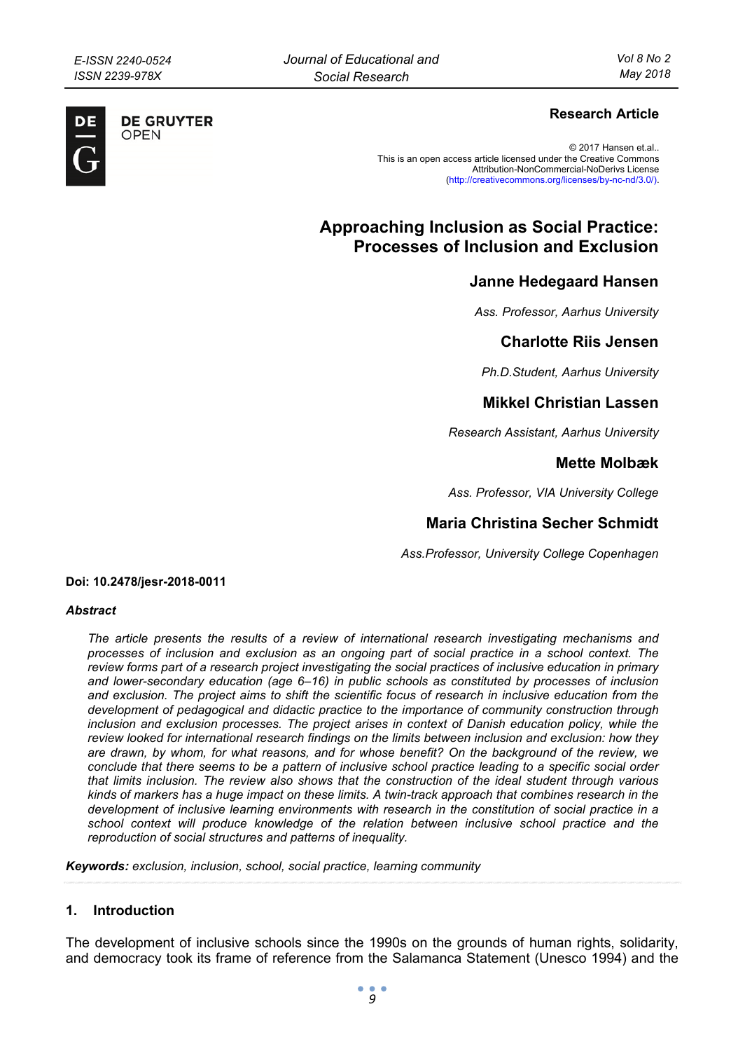**Research Article**

© 2017 Hansen et.al..
This is an open access article licensed under the Creative Commons Attribution-NonCommercial-NoDerivs License (http://creativecommons.org/licenses/by-nc-nd/3.0/).

# Approaching Inclusion as Social Practice: Processes of Inclusion and Exclusion

**Janne Hedegaard Hansen**

*Ass. Professor, Aarhus University*

**Charlotte Riis Jensen**

*Ph.D.Student, Aarhus University*

**Mikkel Christian Lassen**

*Research Assistant, Aarhus University*

**Mette Molbæk**

*Ass. Professor, VIA University College*

**Maria Christina Secher Schmidt**

*Ass.Professor, University College Copenhagen*

**Doi: 10.2478/jesr-2018-0011**

***Abstract***

*The article presents the results of a review of international research investigating mechanisms and processes of inclusion and exclusion as an ongoing part of social practice in a school context. The review forms part of a research project investigating the social practices of inclusive education in primary and lower-secondary education (age 6–16) in public schools as constituted by processes of inclusion and exclusion. The project aims to shift the scientific focus of research in inclusive education from the development of pedagogical and didactic practice to the importance of community construction through inclusion and exclusion processes. The project arises in context of Danish education policy, while the review looked for international research findings on the limits between inclusion and exclusion: how they are drawn, by whom, for what reasons, and for whose benefit? On the background of the review, we conclude that there seems to be a pattern of inclusive school practice leading to a specific social order that limits inclusion. The review also shows that the construction of the ideal student through various kinds of markers has a huge impact on these limits. A twin-track approach that combines research in the development of inclusive learning environments with research in the constitution of social practice in a school context will produce knowledge of the relation between inclusive school practice and the reproduction of social structures and patterns of inequality.*

***Keywords:*** *exclusion, inclusion, school, social practice, learning community*

## 1. Introduction

The development of inclusive schools since the 1990s on the grounds of human rights, solidarity, and democracy took its frame of reference from the Salamanca Statement (Unesco 1994) and the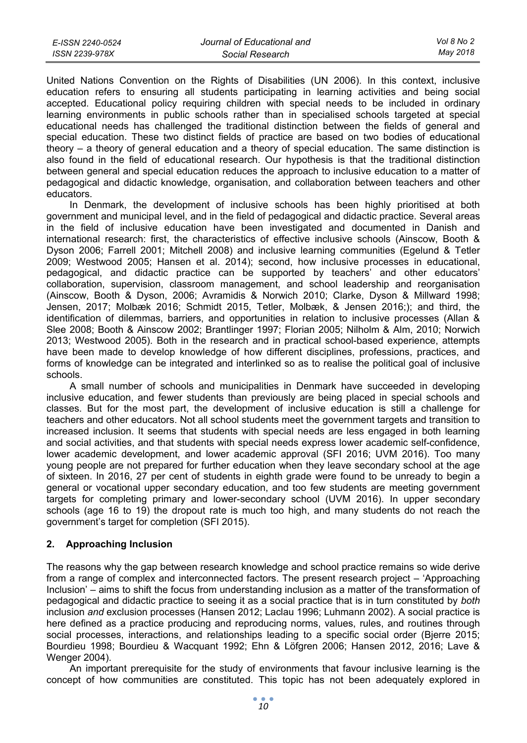United Nations Convention on the Rights of Disabilities (UN 2006). In this context, inclusive education refers to ensuring all students participating in learning activities and being social accepted. Educational policy requiring children with special needs to be included in ordinary learning environments in public schools rather than in specialised schools targeted at special educational needs has challenged the traditional distinction between the fields of general and special education. These two distinct fields of practice are based on two bodies of educational theory – a theory of general education and a theory of special education. The same distinction is also found in the field of educational research. Our hypothesis is that the traditional distinction between general and special education reduces the approach to inclusive education to a matter of pedagogical and didactic knowledge, organisation, and collaboration between teachers and other educators.

In Denmark, the development of inclusive schools has been highly prioritised at both government and municipal level, and in the field of pedagogical and didactic practice. Several areas in the field of inclusive education have been investigated and documented in Danish and international research: first, the characteristics of effective inclusive schools (Ainscow, Booth & Dyson 2006; Farrell 2001; Mitchell 2008) and inclusive learning communities (Egelund & Tetler 2009; Westwood 2005; Hansen et al. 2014); second, how inclusive processes in educational, pedagogical, and didactic practice can be supported by teachers' and other educators' collaboration, supervision, classroom management, and school leadership and reorganisation (Ainscow, Booth & Dyson, 2006; Avramidis & Norwich 2010; Clarke, Dyson & Millward 1998; Jensen, 2017; Molbæk 2016; Schmidt 2015, Tetler, Molbæk, & Jensen 2016;); and third, the identification of dilemmas, barriers, and opportunities in relation to inclusive processes (Allan & Slee 2008; Booth & Ainscow 2002; Brantlinger 1997; Florian 2005; Nilholm & Alm, 2010; Norwich 2013; Westwood 2005). Both in the research and in practical school-based experience, attempts have been made to develop knowledge of how different disciplines, professions, practices, and forms of knowledge can be integrated and interlinked so as to realise the political goal of inclusive schools.

A small number of schools and municipalities in Denmark have succeeded in developing inclusive education, and fewer students than previously are being placed in special schools and classes. But for the most part, the development of inclusive education is still a challenge for teachers and other educators. Not all school students meet the government targets and transition to increased inclusion. It seems that students with special needs are less engaged in both learning and social activities, and that students with special needs express lower academic self-confidence, lower academic development, and lower academic approval (SFI 2016; UVM 2016). Too many young people are not prepared for further education when they leave secondary school at the age of sixteen. In 2016, 27 per cent of students in eighth grade were found to be unready to begin a general or vocational upper secondary education, and too few students are meeting government targets for completing primary and lower-secondary school (UVM 2016). In upper secondary schools (age 16 to 19) the dropout rate is much too high, and many students do not reach the government's target for completion (SFI 2015).

## 2. Approaching Inclusion

The reasons why the gap between research knowledge and school practice remains so wide derive from a range of complex and interconnected factors. The present research project – 'Approaching Inclusion' – aims to shift the focus from understanding inclusion as a matter of the transformation of pedagogical and didactic practice to seeing it as a social practice that is in turn constituted by *both* inclusion *and* exclusion processes (Hansen 2012; Laclau 1996; Luhmann 2002). A social practice is here defined as a practice producing and reproducing norms, values, rules, and routines through social processes, interactions, and relationships leading to a specific social order (Bjerre 2015; Bourdieu 1998; Bourdieu & Wacquant 1992; Ehn & Löfgren 2006; Hansen 2012, 2016; Lave & Wenger 2004).

An important prerequisite for the study of environments that favour inclusive learning is the concept of how communities are constituted. This topic has not been adequately explored in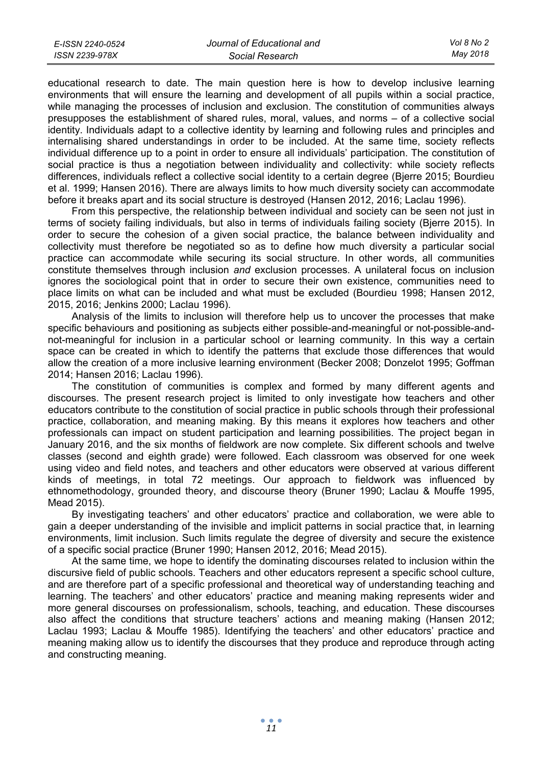educational research to date. The main question here is how to develop inclusive learning environments that will ensure the learning and development of all pupils within a social practice, while managing the processes of inclusion and exclusion. The constitution of communities always presupposes the establishment of shared rules, moral, values, and norms – of a collective social identity. Individuals adapt to a collective identity by learning and following rules and principles and internalising shared understandings in order to be included. At the same time, society reflects individual difference up to a point in order to ensure all individuals' participation. The constitution of social practice is thus a negotiation between individuality and collectivity: while society reflects differences, individuals reflect a collective social identity to a certain degree (Bjerre 2015; Bourdieu et al. 1999; Hansen 2016). There are always limits to how much diversity society can accommodate before it breaks apart and its social structure is destroyed (Hansen 2012, 2016; Laclau 1996).

From this perspective, the relationship between individual and society can be seen not just in terms of society failing individuals, but also in terms of individuals failing society (Bjerre 2015). In order to secure the cohesion of a given social practice, the balance between individuality and collectivity must therefore be negotiated so as to define how much diversity a particular social practice can accommodate while securing its social structure. In other words, all communities constitute themselves through inclusion *and* exclusion processes. A unilateral focus on inclusion ignores the sociological point that in order to secure their own existence, communities need to place limits on what can be included and what must be excluded (Bourdieu 1998; Hansen 2012, 2015, 2016; Jenkins 2000; Laclau 1996).

Analysis of the limits to inclusion will therefore help us to uncover the processes that make specific behaviours and positioning as subjects either possible-and-meaningful or not-possible-and-not-meaningful for inclusion in a particular school or learning community. In this way a certain space can be created in which to identify the patterns that exclude those differences that would allow the creation of a more inclusive learning environment (Becker 2008; Donzelot 1995; Goffman 2014; Hansen 2016; Laclau 1996).

The constitution of communities is complex and formed by many different agents and discourses. The present research project is limited to only investigate how teachers and other educators contribute to the constitution of social practice in public schools through their professional practice, collaboration, and meaning making. By this means it explores how teachers and other professionals can impact on student participation and learning possibilities. The project began in January 2016, and the six months of fieldwork are now complete. Six different schools and twelve classes (second and eighth grade) were followed. Each classroom was observed for one week using video and field notes, and teachers and other educators were observed at various different kinds of meetings, in total 72 meetings. Our approach to fieldwork was influenced by ethnomethodology, grounded theory, and discourse theory (Bruner 1990; Laclau & Mouffe 1995, Mead 2015).

By investigating teachers' and other educators' practice and collaboration, we were able to gain a deeper understanding of the invisible and implicit patterns in social practice that, in learning environments, limit inclusion. Such limits regulate the degree of diversity and secure the existence of a specific social practice (Bruner 1990; Hansen 2012, 2016; Mead 2015).

At the same time, we hope to identify the dominating discourses related to inclusion within the discursive field of public schools. Teachers and other educators represent a specific school culture, and are therefore part of a specific professional and theoretical way of understanding teaching and learning. The teachers' and other educators' practice and meaning making represents wider and more general discourses on professionalism, schools, teaching, and education. These discourses also affect the conditions that structure teachers' actions and meaning making (Hansen 2012; Laclau 1993; Laclau & Mouffe 1985). Identifying the teachers' and other educators' practice and meaning making allow us to identify the discourses that they produce and reproduce through acting and constructing meaning.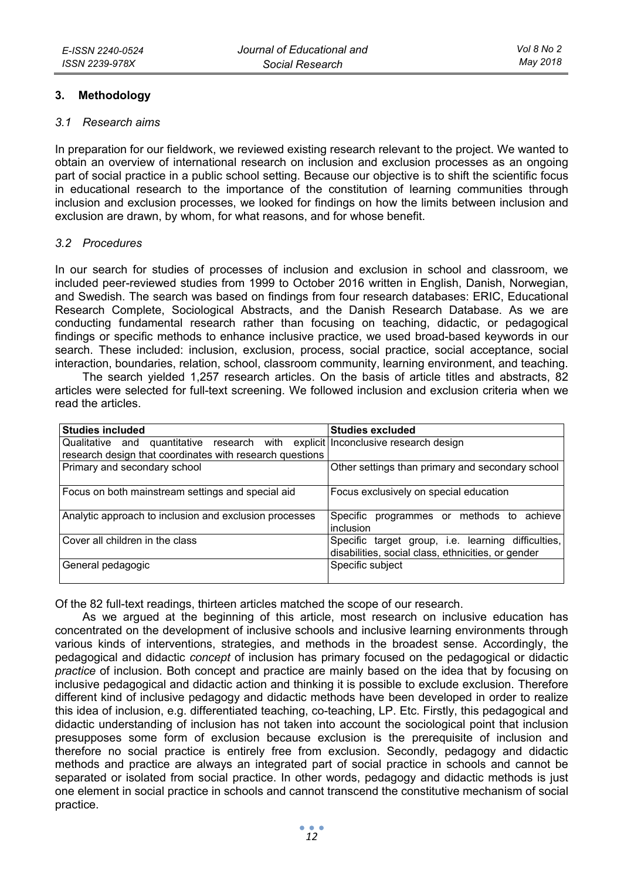## 3. Methodology

### 3.1 Research aims

In preparation for our fieldwork, we reviewed existing research relevant to the project. We wanted to obtain an overview of international research on inclusion and exclusion processes as an ongoing part of social practice in a public school setting. Because our objective is to shift the scientific focus in educational research to the importance of the constitution of learning communities through inclusion and exclusion processes, we looked for findings on how the limits between inclusion and exclusion are drawn, by whom, for what reasons, and for whose benefit.

### 3.2 Procedures

In our search for studies of processes of inclusion and exclusion in school and classroom, we included peer-reviewed studies from 1999 to October 2016 written in English, Danish, Norwegian, and Swedish. The search was based on findings from four research databases: ERIC, Educational Research Complete, Sociological Abstracts, and the Danish Research Database. As we are conducting fundamental research rather than focusing on teaching, didactic, or pedagogical findings or specific methods to enhance inclusive practice, we used broad-based keywords in our search. These included: inclusion, exclusion, process, social practice, social acceptance, social interaction, boundaries, relation, school, classroom community, learning environment, and teaching.

The search yielded 1,257 research articles. On the basis of article titles and abstracts, 82 articles were selected for full-text screening. We followed inclusion and exclusion criteria when we read the articles.

| Studies included | Studies excluded |
|---|---|
| Qualitative and quantitative research with explicit research design that coordinates with research questions | Inconclusive research design |
| Primary and secondary school | Other settings than primary and secondary school |
| Focus on both mainstream settings and special aid | Focus exclusively on special education |
| Analytic approach to inclusion and exclusion processes | Specific programmes or methods to achieve inclusion |
| Cover all children in the class | Specific target group, i.e. learning difficulties, disabilities, social class, ethnicities, or gender |
| General pedagogic | Specific subject |

Of the 82 full-text readings, thirteen articles matched the scope of our research.

As we argued at the beginning of this article, most research on inclusive education has concentrated on the development of inclusive schools and inclusive learning environments through various kinds of interventions, strategies, and methods in the broadest sense. Accordingly, the pedagogical and didactic *concept* of inclusion has primary focused on the pedagogical or didactic *practice* of inclusion. Both concept and practice are mainly based on the idea that by focusing on inclusive pedagogical and didactic action and thinking it is possible to exclude exclusion. Therefore different kind of inclusive pedagogy and didactic methods have been developed in order to realize this idea of inclusion, e.g. differentiated teaching, co-teaching, LP. Etc. Firstly, this pedagogical and didactic understanding of inclusion has not taken into account the sociological point that inclusion presupposes some form of exclusion because exclusion is the prerequisite of inclusion and therefore no social practice is entirely free from exclusion. Secondly, pedagogy and didactic methods and practice are always an integrated part of social practice in schools and cannot be separated or isolated from social practice. In other words, pedagogy and didactic methods is just one element in social practice in schools and cannot transcend the constitutive mechanism of social practice.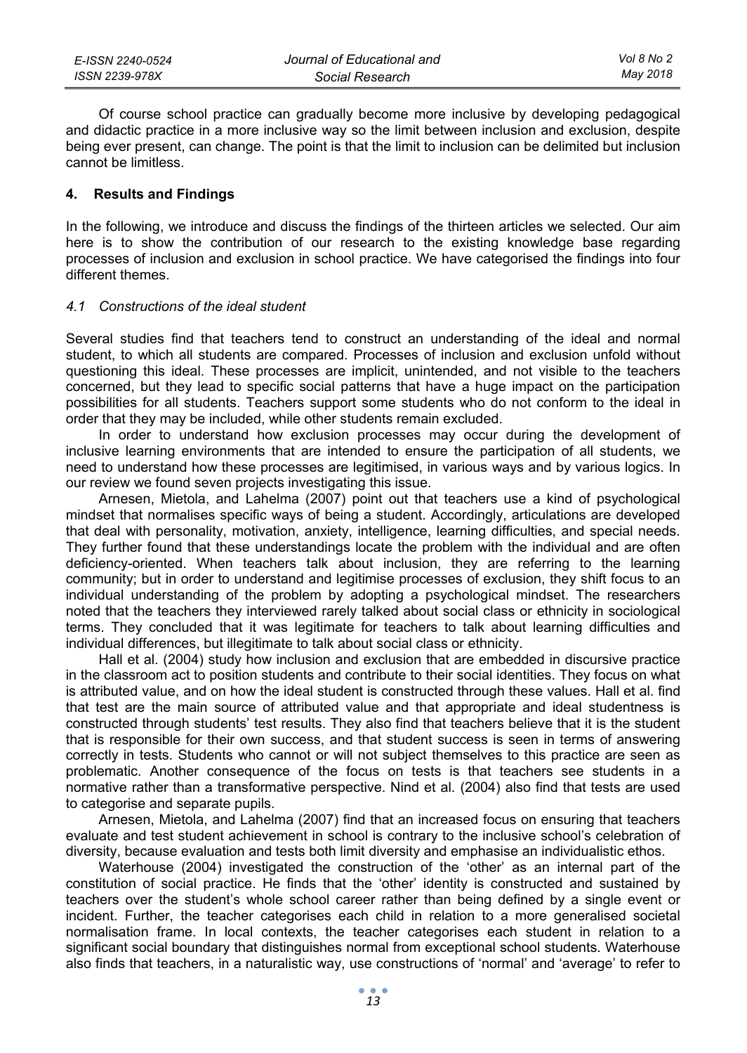Of course school practice can gradually become more inclusive by developing pedagogical and didactic practice in a more inclusive way so the limit between inclusion and exclusion, despite being ever present, can change. The point is that the limit to inclusion can be delimited but inclusion cannot be limitless.

## 4. Results and Findings

In the following, we introduce and discuss the findings of the thirteen articles we selected. Our aim here is to show the contribution of our research to the existing knowledge base regarding processes of inclusion and exclusion in school practice. We have categorised the findings into four different themes.

### *4.1 Constructions of the ideal student*

Several studies find that teachers tend to construct an understanding of the ideal and normal student, to which all students are compared. Processes of inclusion and exclusion unfold without questioning this ideal. These processes are implicit, unintended, and not visible to the teachers concerned, but they lead to specific social patterns that have a huge impact on the participation possibilities for all students. Teachers support some students who do not conform to the ideal in order that they may be included, while other students remain excluded.

In order to understand how exclusion processes may occur during the development of inclusive learning environments that are intended to ensure the participation of all students, we need to understand how these processes are legitimised, in various ways and by various logics. In our review we found seven projects investigating this issue.

Arnesen, Mietola, and Lahelma (2007) point out that teachers use a kind of psychological mindset that normalises specific ways of being a student. Accordingly, articulations are developed that deal with personality, motivation, anxiety, intelligence, learning difficulties, and special needs. They further found that these understandings locate the problem with the individual and are often deficiency-oriented. When teachers talk about inclusion, they are referring to the learning community; but in order to understand and legitimise processes of exclusion, they shift focus to an individual understanding of the problem by adopting a psychological mindset. The researchers noted that the teachers they interviewed rarely talked about social class or ethnicity in sociological terms. They concluded that it was legitimate for teachers to talk about learning difficulties and individual differences, but illegitimate to talk about social class or ethnicity.

Hall et al. (2004) study how inclusion and exclusion that are embedded in discursive practice in the classroom act to position students and contribute to their social identities. They focus on what is attributed value, and on how the ideal student is constructed through these values. Hall et al. find that test are the main source of attributed value and that appropriate and ideal studentness is constructed through students' test results. They also find that teachers believe that it is the student that is responsible for their own success, and that student success is seen in terms of answering correctly in tests. Students who cannot or will not subject themselves to this practice are seen as problematic. Another consequence of the focus on tests is that teachers see students in a normative rather than a transformative perspective. Nind et al. (2004) also find that tests are used to categorise and separate pupils.

Arnesen, Mietola, and Lahelma (2007) find that an increased focus on ensuring that teachers evaluate and test student achievement in school is contrary to the inclusive school's celebration of diversity, because evaluation and tests both limit diversity and emphasise an individualistic ethos.

Waterhouse (2004) investigated the construction of the 'other' as an internal part of the constitution of social practice. He finds that the 'other' identity is constructed and sustained by teachers over the student's whole school career rather than being defined by a single event or incident. Further, the teacher categorises each child in relation to a more generalised societal normalisation frame. In local contexts, the teacher categorises each student in relation to a significant social boundary that distinguishes normal from exceptional school students. Waterhouse also finds that teachers, in a naturalistic way, use constructions of 'normal' and 'average' to refer to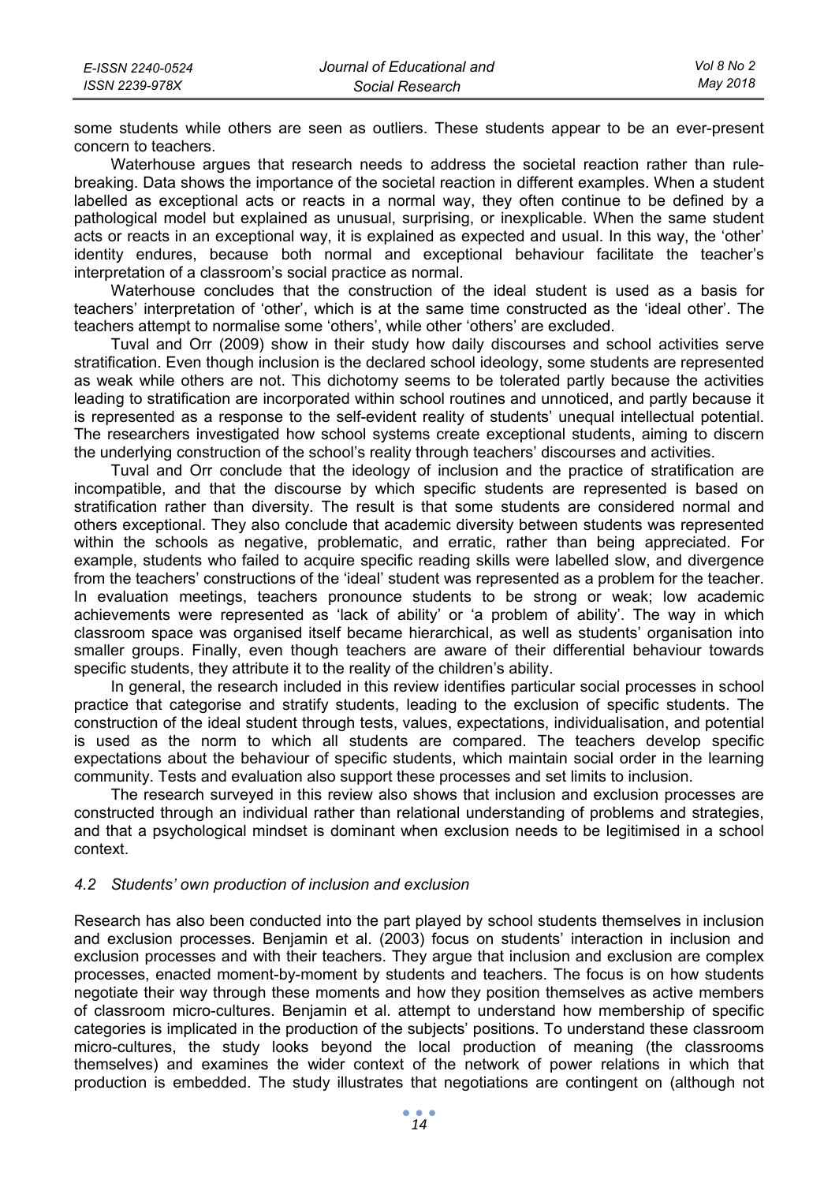some students while others are seen as outliers. These students appear to be an ever-present concern to teachers.

Waterhouse argues that research needs to address the societal reaction rather than rule-breaking. Data shows the importance of the societal reaction in different examples. When a student labelled as exceptional acts or reacts in a normal way, they often continue to be defined by a pathological model but explained as unusual, surprising, or inexplicable. When the same student acts or reacts in an exceptional way, it is explained as expected and usual. In this way, the 'other' identity endures, because both normal and exceptional behaviour facilitate the teacher's interpretation of a classroom's social practice as normal.

Waterhouse concludes that the construction of the ideal student is used as a basis for teachers' interpretation of 'other', which is at the same time constructed as the 'ideal other'. The teachers attempt to normalise some 'others', while other 'others' are excluded.

Tuval and Orr (2009) show in their study how daily discourses and school activities serve stratification. Even though inclusion is the declared school ideology, some students are represented as weak while others are not. This dichotomy seems to be tolerated partly because the activities leading to stratification are incorporated within school routines and unnoticed, and partly because it is represented as a response to the self-evident reality of students' unequal intellectual potential. The researchers investigated how school systems create exceptional students, aiming to discern the underlying construction of the school's reality through teachers' discourses and activities.

Tuval and Orr conclude that the ideology of inclusion and the practice of stratification are incompatible, and that the discourse by which specific students are represented is based on stratification rather than diversity. The result is that some students are considered normal and others exceptional. They also conclude that academic diversity between students was represented within the schools as negative, problematic, and erratic, rather than being appreciated. For example, students who failed to acquire specific reading skills were labelled slow, and divergence from the teachers' constructions of the 'ideal' student was represented as a problem for the teacher. In evaluation meetings, teachers pronounce students to be strong or weak; low academic achievements were represented as 'lack of ability' or 'a problem of ability'. The way in which classroom space was organised itself became hierarchical, as well as students' organisation into smaller groups. Finally, even though teachers are aware of their differential behaviour towards specific students, they attribute it to the reality of the children's ability.

In general, the research included in this review identifies particular social processes in school practice that categorise and stratify students, leading to the exclusion of specific students. The construction of the ideal student through tests, values, expectations, individualisation, and potential is used as the norm to which all students are compared. The teachers develop specific expectations about the behaviour of specific students, which maintain social order in the learning community. Tests and evaluation also support these processes and set limits to inclusion.

The research surveyed in this review also shows that inclusion and exclusion processes are constructed through an individual rather than relational understanding of problems and strategies, and that a psychological mindset is dominant when exclusion needs to be legitimised in a school context.

### *4.2 Students' own production of inclusion and exclusion*

Research has also been conducted into the part played by school students themselves in inclusion and exclusion processes. Benjamin et al. (2003) focus on students' interaction in inclusion and exclusion processes and with their teachers. They argue that inclusion and exclusion are complex processes, enacted moment-by-moment by students and teachers. The focus is on how students negotiate their way through these moments and how they position themselves as active members of classroom micro-cultures. Benjamin et al. attempt to understand how membership of specific categories is implicated in the production of the subjects' positions. To understand these classroom micro-cultures, the study looks beyond the local production of meaning (the classrooms themselves) and examines the wider context of the network of power relations in which that production is embedded. The study illustrates that negotiations are contingent on (although not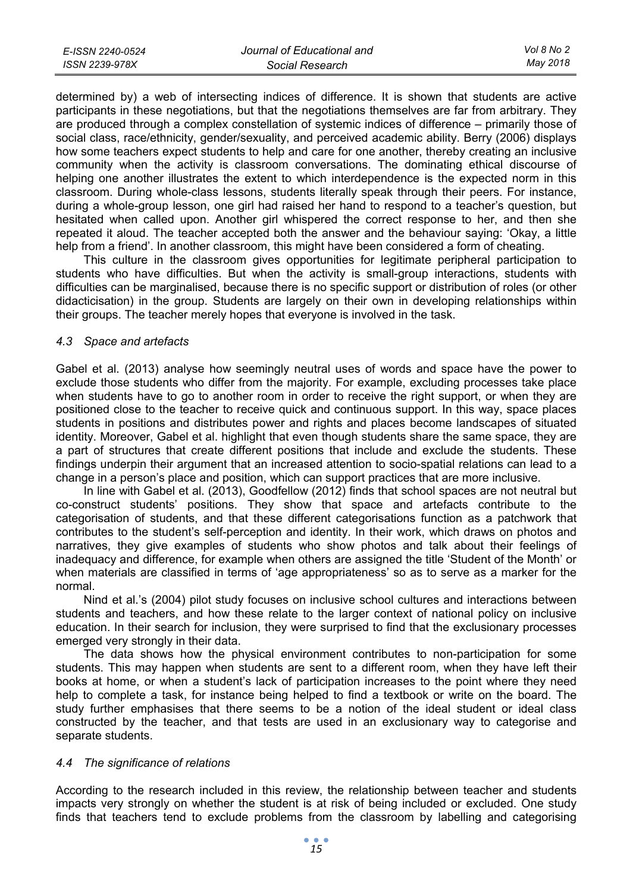determined by) a web of intersecting indices of difference. It is shown that students are active participants in these negotiations, but that the negotiations themselves are far from arbitrary. They are produced through a complex constellation of systemic indices of difference – primarily those of social class, race/ethnicity, gender/sexuality, and perceived academic ability. Berry (2006) displays how some teachers expect students to help and care for one another, thereby creating an inclusive community when the activity is classroom conversations. The dominating ethical discourse of helping one another illustrates the extent to which interdependence is the expected norm in this classroom. During whole-class lessons, students literally speak through their peers. For instance, during a whole-group lesson, one girl had raised her hand to respond to a teacher's question, but hesitated when called upon. Another girl whispered the correct response to her, and then she repeated it aloud. The teacher accepted both the answer and the behaviour saying: 'Okay, a little help from a friend'. In another classroom, this might have been considered a form of cheating.

This culture in the classroom gives opportunities for legitimate peripheral participation to students who have difficulties. But when the activity is small-group interactions, students with difficulties can be marginalised, because there is no specific support or distribution of roles (or other didacticisation) in the group. Students are largely on their own in developing relationships within their groups. The teacher merely hopes that everyone is involved in the task.

### *4.3 Space and artefacts*

Gabel et al. (2013) analyse how seemingly neutral uses of words and space have the power to exclude those students who differ from the majority. For example, excluding processes take place when students have to go to another room in order to receive the right support, or when they are positioned close to the teacher to receive quick and continuous support. In this way, space places students in positions and distributes power and rights and places become landscapes of situated identity. Moreover, Gabel et al. highlight that even though students share the same space, they are a part of structures that create different positions that include and exclude the students. These findings underpin their argument that an increased attention to socio-spatial relations can lead to a change in a person's place and position, which can support practices that are more inclusive.

In line with Gabel et al. (2013), Goodfellow (2012) finds that school spaces are not neutral but co-construct students' positions. They show that space and artefacts contribute to the categorisation of students, and that these different categorisations function as a patchwork that contributes to the student's self-perception and identity. In their work, which draws on photos and narratives, they give examples of students who show photos and talk about their feelings of inadequacy and difference, for example when others are assigned the title 'Student of the Month' or when materials are classified in terms of 'age appropriateness' so as to serve as a marker for the normal.

Nind et al.'s (2004) pilot study focuses on inclusive school cultures and interactions between students and teachers, and how these relate to the larger context of national policy on inclusive education. In their search for inclusion, they were surprised to find that the exclusionary processes emerged very strongly in their data.

The data shows how the physical environment contributes to non-participation for some students. This may happen when students are sent to a different room, when they have left their books at home, or when a student's lack of participation increases to the point where they need help to complete a task, for instance being helped to find a textbook or write on the board. The study further emphasises that there seems to be a notion of the ideal student or ideal class constructed by the teacher, and that tests are used in an exclusionary way to categorise and separate students.

### *4.4 The significance of relations*

According to the research included in this review, the relationship between teacher and students impacts very strongly on whether the student is at risk of being included or excluded. One study finds that teachers tend to exclude problems from the classroom by labelling and categorising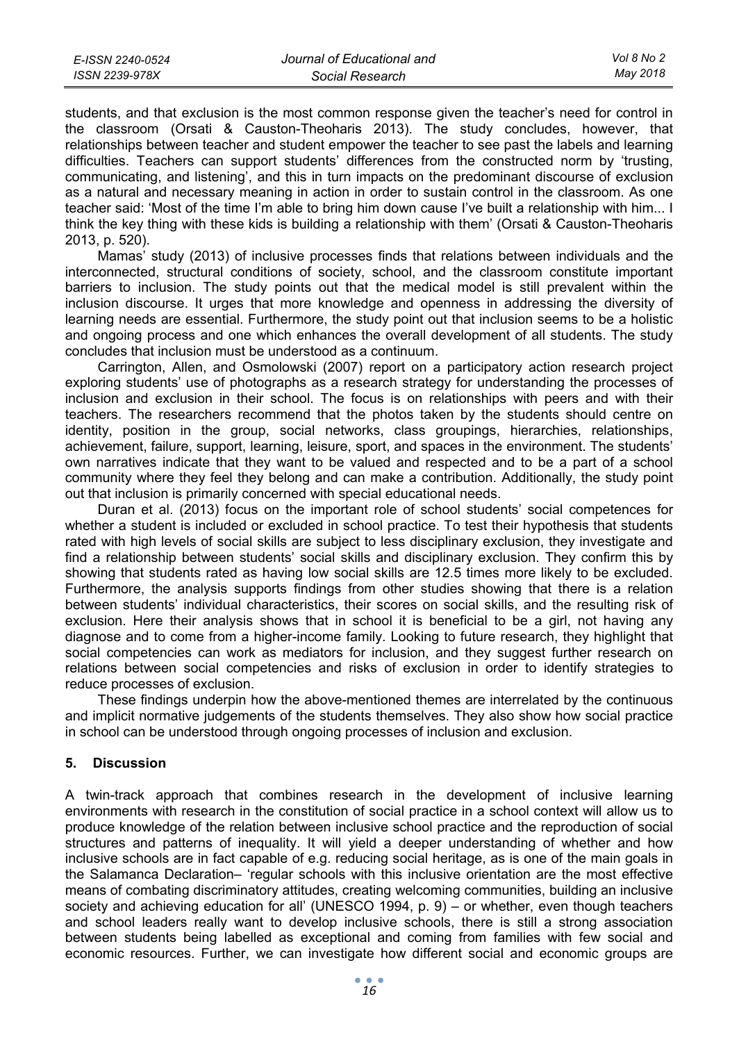students, and that exclusion is the most common response given the teacher's need for control in the classroom (Orsati & Causton-Theoharis 2013). The study concludes, however, that relationships between teacher and student empower the teacher to see past the labels and learning difficulties. Teachers can support students' differences from the constructed norm by 'trusting, communicating, and listening', and this in turn impacts on the predominant discourse of exclusion as a natural and necessary meaning in action in order to sustain control in the classroom. As one teacher said: 'Most of the time I'm able to bring him down cause I've built a relationship with him... I think the key thing with these kids is building a relationship with them' (Orsati & Causton-Theoharis 2013, p. 520).

Mamas' study (2013) of inclusive processes finds that relations between individuals and the interconnected, structural conditions of society, school, and the classroom constitute important barriers to inclusion. The study points out that the medical model is still prevalent within the inclusion discourse. It urges that more knowledge and openness in addressing the diversity of learning needs are essential. Furthermore, the study point out that inclusion seems to be a holistic and ongoing process and one which enhances the overall development of all students. The study concludes that inclusion must be understood as a continuum.

Carrington, Allen, and Osmolowski (2007) report on a participatory action research project exploring students' use of photographs as a research strategy for understanding the processes of inclusion and exclusion in their school. The focus is on relationships with peers and with their teachers. The researchers recommend that the photos taken by the students should centre on identity, position in the group, social networks, class groupings, hierarchies, relationships, achievement, failure, support, learning, leisure, sport, and spaces in the environment. The students' own narratives indicate that they want to be valued and respected and to be a part of a school community where they feel they belong and can make a contribution. Additionally, the study point out that inclusion is primarily concerned with special educational needs.

Duran et al. (2013) focus on the important role of school students' social competences for whether a student is included or excluded in school practice. To test their hypothesis that students rated with high levels of social skills are subject to less disciplinary exclusion, they investigate and find a relationship between students' social skills and disciplinary exclusion. They confirm this by showing that students rated as having low social skills are 12.5 times more likely to be excluded. Furthermore, the analysis supports findings from other studies showing that there is a relation between students' individual characteristics, their scores on social skills, and the resulting risk of exclusion. Here their analysis shows that in school it is beneficial to be a girl, not having any diagnose and to come from a higher-income family. Looking to future research, they highlight that social competencies can work as mediators for inclusion, and they suggest further research on relations between social competencies and risks of exclusion in order to identify strategies to reduce processes of exclusion.

These findings underpin how the above-mentioned themes are interrelated by the continuous and implicit normative judgements of the students themselves. They also show how social practice in school can be understood through ongoing processes of inclusion and exclusion.

## 5. Discussion

A twin-track approach that combines research in the development of inclusive learning environments with research in the constitution of social practice in a school context will allow us to produce knowledge of the relation between inclusive school practice and the reproduction of social structures and patterns of inequality. It will yield a deeper understanding of whether and how inclusive schools are in fact capable of e.g. reducing social heritage, as is one of the main goals in the Salamanca Declaration– 'regular schools with this inclusive orientation are the most effective means of combating discriminatory attitudes, creating welcoming communities, building an inclusive society and achieving education for all' (UNESCO 1994, p. 9) – or whether, even though teachers and school leaders really want to develop inclusive schools, there is still a strong association between students being labelled as exceptional and coming from families with few social and economic resources. Further, we can investigate how different social and economic groups are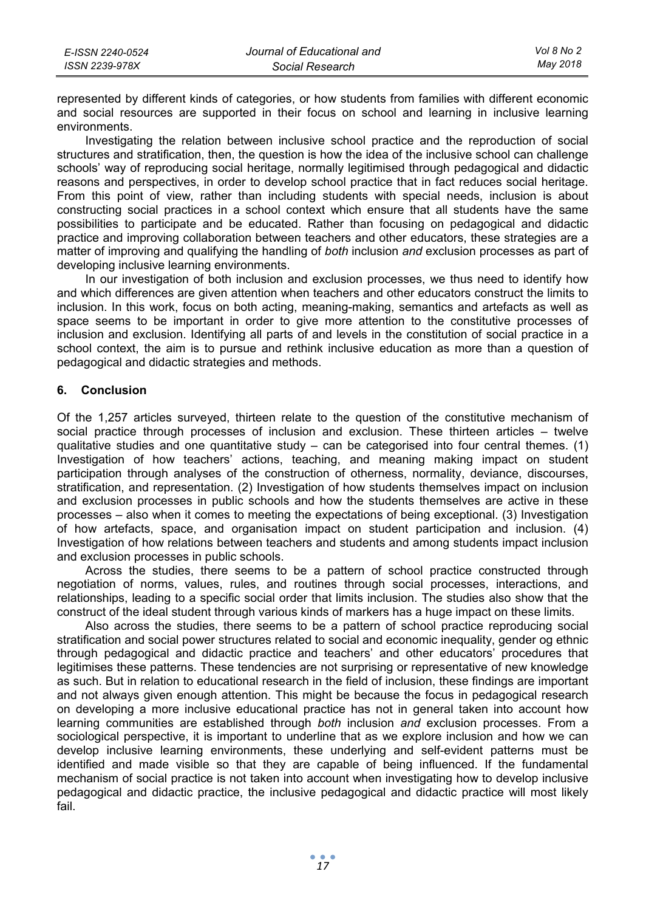represented by different kinds of categories, or how students from families with different economic and social resources are supported in their focus on school and learning in inclusive learning environments.

Investigating the relation between inclusive school practice and the reproduction of social structures and stratification, then, the question is how the idea of the inclusive school can challenge schools' way of reproducing social heritage, normally legitimised through pedagogical and didactic reasons and perspectives, in order to develop school practice that in fact reduces social heritage. From this point of view, rather than including students with special needs, inclusion is about constructing social practices in a school context which ensure that all students have the same possibilities to participate and be educated. Rather than focusing on pedagogical and didactic practice and improving collaboration between teachers and other educators, these strategies are a matter of improving and qualifying the handling of *both* inclusion *and* exclusion processes as part of developing inclusive learning environments.

In our investigation of both inclusion and exclusion processes, we thus need to identify how and which differences are given attention when teachers and other educators construct the limits to inclusion. In this work, focus on both acting, meaning-making, semantics and artefacts as well as space seems to be important in order to give more attention to the constitutive processes of inclusion and exclusion. Identifying all parts of and levels in the constitution of social practice in a school context, the aim is to pursue and rethink inclusive education as more than a question of pedagogical and didactic strategies and methods.

## 6. Conclusion

Of the 1,257 articles surveyed, thirteen relate to the question of the constitutive mechanism of social practice through processes of inclusion and exclusion. These thirteen articles – twelve qualitative studies and one quantitative study – can be categorised into four central themes. (1) Investigation of how teachers' actions, teaching, and meaning making impact on student participation through analyses of the construction of otherness, normality, deviance, discourses, stratification, and representation. (2) Investigation of how students themselves impact on inclusion and exclusion processes in public schools and how the students themselves are active in these processes – also when it comes to meeting the expectations of being exceptional. (3) Investigation of how artefacts, space, and organisation impact on student participation and inclusion. (4) Investigation of how relations between teachers and students and among students impact inclusion and exclusion processes in public schools.

Across the studies, there seems to be a pattern of school practice constructed through negotiation of norms, values, rules, and routines through social processes, interactions, and relationships, leading to a specific social order that limits inclusion. The studies also show that the construct of the ideal student through various kinds of markers has a huge impact on these limits.

Also across the studies, there seems to be a pattern of school practice reproducing social stratification and social power structures related to social and economic inequality, gender og ethnic through pedagogical and didactic practice and teachers' and other educators' procedures that legitimises these patterns. These tendencies are not surprising or representative of new knowledge as such. But in relation to educational research in the field of inclusion, these findings are important and not always given enough attention. This might be because the focus in pedagogical research on developing a more inclusive educational practice has not in general taken into account how learning communities are established through *both* inclusion *and* exclusion processes. From a sociological perspective, it is important to underline that as we explore inclusion and how we can develop inclusive learning environments, these underlying and self-evident patterns must be identified and made visible so that they are capable of being influenced. If the fundamental mechanism of social practice is not taken into account when investigating how to develop inclusive pedagogical and didactic practice, the inclusive pedagogical and didactic practice will most likely fail.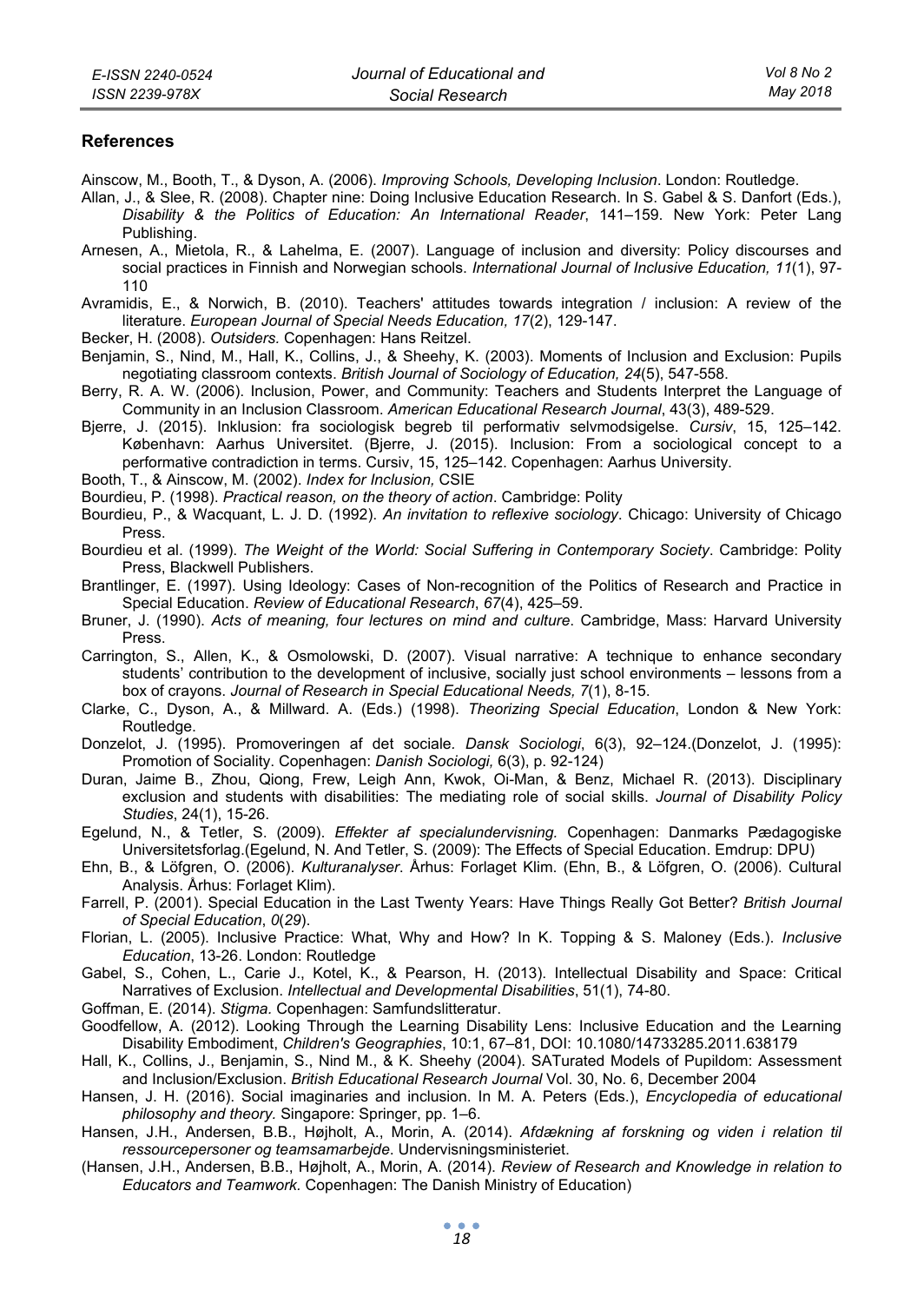## References

Ainscow, M., Booth, T., & Dyson, A. (2006). *Improving Schools, Developing Inclusion*. London: Routledge.

Allan, J., & Slee, R. (2008). Chapter nine: Doing Inclusive Education Research. In S. Gabel & S. Danfort (Eds.), *Disability & the Politics of Education: An International Reader*, 141–159. New York: Peter Lang Publishing.

Arnesen, A., Mietola, R., & Lahelma, E. (2007). Language of inclusion and diversity: Policy discourses and social practices in Finnish and Norwegian schools. *International Journal of Inclusive Education, 11*(1), 97-110

Avramidis, E., & Norwich, B. (2010). Teachers' attitudes towards integration / inclusion: A review of the literature. *European Journal of Special Needs Education, 17*(2), 129-147.

Becker, H. (2008). *Outsiders.* Copenhagen: Hans Reitzel.

Benjamin, S., Nind, M., Hall, K., Collins, J., & Sheehy, K. (2003). Moments of Inclusion and Exclusion: Pupils negotiating classroom contexts. *British Journal of Sociology of Education, 24*(5), 547-558.

Berry, R. A. W. (2006). Inclusion, Power, and Community: Teachers and Students Interpret the Language of Community in an Inclusion Classroom. *American Educational Research Journal*, 43(3), 489-529.

Bjerre, J. (2015). Inklusion: fra sociologisk begreb til performativ selvmodsigelse. *Cursiv*, 15, 125–142. København: Aarhus Universitet. (Bjerre, J. (2015). Inclusion: From a sociological concept to a performative contradiction in terms. Cursiv, 15, 125–142. Copenhagen: Aarhus University.

Booth, T., & Ainscow, M. (2002). *Index for Inclusion,* CSIE

Bourdieu, P. (1998). *Practical reason, on the theory of action*. Cambridge: Polity

Bourdieu, P., & Wacquant, L. J. D. (1992). *An invitation to reflexive sociology*. Chicago: University of Chicago Press.

Bourdieu et al. (1999). *The Weight of the World: Social Suffering in Contemporary Society*. Cambridge: Polity Press, Blackwell Publishers.

Brantlinger, E. (1997). Using Ideology: Cases of Non-recognition of the Politics of Research and Practice in Special Education. *Review of Educational Research*, *67*(4), 425–59.

Bruner, J. (1990). *Acts of meaning, four lectures on mind and culture*. Cambridge, Mass: Harvard University Press.

Carrington, S., Allen, K., & Osmolowski, D. (2007). Visual narrative: A technique to enhance secondary students' contribution to the development of inclusive, socially just school environments – lessons from a box of crayons. *Journal of Research in Special Educational Needs, 7*(1), 8-15.

Clarke, C., Dyson, A., & Millward. A. (Eds.) (1998). *Theorizing Special Education*, London & New York: Routledge.

Donzelot, J. (1995). Promoveringen af det sociale. *Dansk Sociologi*, 6(3), 92–124.(Donzelot, J. (1995): Promotion of Sociality. Copenhagen: *Danish Sociologi,* 6(3), p. 92-124)

Duran, Jaime B., Zhou, Qiong, Frew, Leigh Ann, Kwok, Oi-Man, & Benz, Michael R. (2013). Disciplinary exclusion and students with disabilities: The mediating role of social skills. *Journal of Disability Policy Studies*, 24(1), 15-26.

Egelund, N., & Tetler, S. (2009). *Effekter af specialundervisning.* Copenhagen: Danmarks Pædagogiske Universitetsforlag.(Egelund, N. And Tetler, S. (2009): The Effects of Special Education. Emdrup: DPU)

Ehn, B., & Löfgren, O. (2006). *Kulturanalyser*. Århus: Forlaget Klim. (Ehn, B., & Löfgren, O. (2006). Cultural Analysis. Århus: Forlaget Klim).

Farrell, P. (2001). Special Education in the Last Twenty Years: Have Things Really Got Better? *British Journal of Special Education*, *0*(*29*).

Florian, L. (2005). Inclusive Practice: What, Why and How? In K. Topping & S. Maloney (Eds.). *Inclusive Education*, 13-26. London: Routledge

Gabel, S., Cohen, L., Carie J., Kotel, K., & Pearson, H. (2013). Intellectual Disability and Space: Critical Narratives of Exclusion. *Intellectual and Developmental Disabilities*, 51(1), 74-80.

Goffman, E. (2014). *Stigma.* Copenhagen: Samfundslitteratur.

Goodfellow, A. (2012). Looking Through the Learning Disability Lens: Inclusive Education and the Learning Disability Embodiment, *Children's Geographies*, 10:1, 67–81, DOI: 10.1080/14733285.2011.638179

Hall, K., Collins, J., Benjamin, S., Nind M., & K. Sheehy (2004). SATurated Models of Pupildom: Assessment and Inclusion/Exclusion. *British Educational Research Journal* Vol. 30, No. 6, December 2004

Hansen, J. H. (2016). Social imaginaries and inclusion. In M. A. Peters (Eds.), *Encyclopedia of educational philosophy and theory.* Singapore: Springer, pp. 1–6.

Hansen, J.H., Andersen, B.B., Højholt, A., Morin, A. (2014). *Afdækning af forskning og viden i relation til ressourcepersoner og teamsamarbejde*. Undervisningsministeriet.

(Hansen, J.H., Andersen, B.B., Højholt, A., Morin, A. (2014). *Review of Research and Knowledge in relation to Educators and Teamwork.* Copenhagen: The Danish Ministry of Education)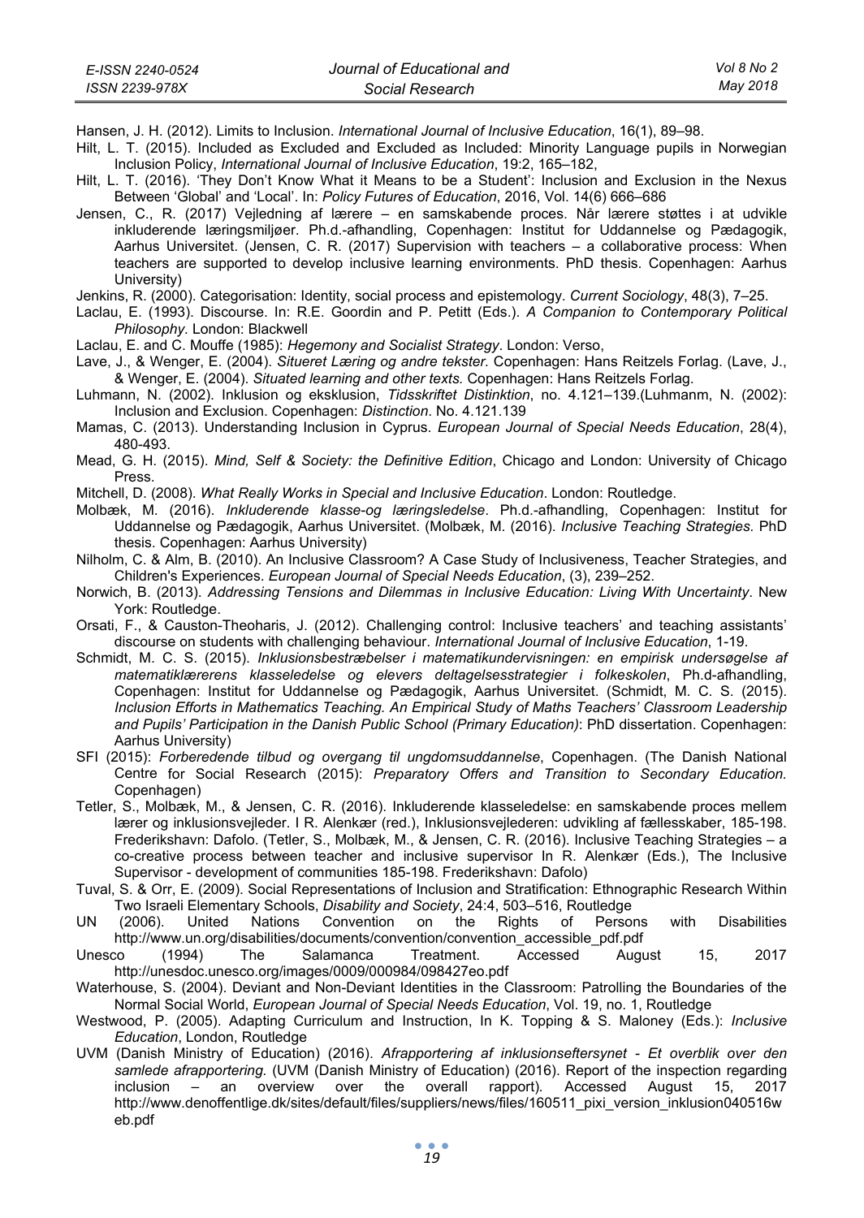Hansen, J. H. (2012). Limits to Inclusion. *International Journal of Inclusive Education*, 16(1), 89–98.

Hilt, L. T. (2015). Included as Excluded and Excluded as Included: Minority Language pupils in Norwegian Inclusion Policy, *International Journal of Inclusive Education*, 19:2, 165–182,

Hilt, L. T. (2016). 'They Don't Know What it Means to be a Student': Inclusion and Exclusion in the Nexus Between 'Global' and 'Local'. In: *Policy Futures of Education*, 2016, Vol. 14(6) 666–686

Jensen, C., R. (2017) Vejledning af lærere – en samskabende proces. Når lærere støttes i at udvikle inkluderende læringsmiljøer. Ph.d.-afhandling, Copenhagen: Institut for Uddannelse og Pædagogik, Aarhus Universitet. (Jensen, C. R. (2017) Supervision with teachers – a collaborative process: When teachers are supported to develop inclusive learning environments. PhD thesis. Copenhagen: Aarhus University)

Jenkins, R. (2000). Categorisation: Identity, social process and epistemology. *Current Sociology*, 48(3), 7–25.

Laclau, E. (1993). Discourse. In: R.E. Goordin and P. Petitt (Eds.). *A Companion to Contemporary Political Philosophy*. London: Blackwell

Laclau, E. and C. Mouffe (1985): *Hegemony and Socialist Strategy*. London: Verso,

Lave, J., & Wenger, E. (2004). *Situeret Læring og andre tekster.* Copenhagen: Hans Reitzels Forlag. (Lave, J., & Wenger, E. (2004). *Situated learning and other texts.* Copenhagen: Hans Reitzels Forlag.

Luhmann, N. (2002). Inklusion og eksklusion, *Tidsskriftet Distinktion*, no. 4.121–139.(Luhmanm, N. (2002): Inclusion and Exclusion. Copenhagen: *Distinction*. No. 4.121.139

Mamas, C. (2013). Understanding Inclusion in Cyprus. *European Journal of Special Needs Education*, 28(4), 480-493.

Mead, G. H. (2015). *Mind, Self & Society: the Definitive Edition*, Chicago and London: University of Chicago Press.

Mitchell, D. (2008). *What Really Works in Special and Inclusive Education*. London: Routledge.

Molbæk, M. (2016). *Inkluderende klasse-og læringsledelse*. Ph.d.-afhandling, Copenhagen: Institut for Uddannelse og Pædagogik, Aarhus Universitet. (Molbæk, M. (2016). *Inclusive Teaching Strategies.* PhD thesis. Copenhagen: Aarhus University)

Nilholm, C. & Alm, B. (2010). An Inclusive Classroom? A Case Study of Inclusiveness, Teacher Strategies, and Children's Experiences. *European Journal of Special Needs Education*, (3), 239–252.

Norwich, B. (2013). *Addressing Tensions and Dilemmas in Inclusive Education: Living With Uncertainty*. New York: Routledge.

Orsati, F., & Causton-Theoharis, J. (2012). Challenging control: Inclusive teachers' and teaching assistants' discourse on students with challenging behaviour. *International Journal of Inclusive Education*, 1-19.

Schmidt, M. C. S. (2015). *Inklusionsbestræbelser i matematikundervisningen: en empirisk undersøgelse af matematiklærerens klasseledelse og elevers deltagelsesstrategier i folkeskolen*, Ph.d-afhandling, Copenhagen: Institut for Uddannelse og Pædagogik, Aarhus Universitet. (Schmidt, M. C. S. (2015). *Inclusion Efforts in Mathematics Teaching. An Empirical Study of Maths Teachers' Classroom Leadership and Pupils' Participation in the Danish Public School (Primary Education)*: PhD dissertation. Copenhagen: Aarhus University)

SFI (2015): *Forberedende tilbud og overgang til ungdomsuddannelse*, Copenhagen. (The Danish National Centre for Social Research (2015): *Preparatory Offers and Transition to Secondary Education.* Copenhagen)

Tetler, S., Molbæk, M., & Jensen, C. R. (2016). Inkluderende klasseledelse: en samskabende proces mellem lærer og inklusionsvejleder. I R. Alenkær (red.), Inklusionsvejlederen: udvikling af fællesskaber, 185-198. Frederikshavn: Dafolo. (Tetler, S., Molbæk, M., & Jensen, C. R. (2016). Inclusive Teaching Strategies – a co-creative process between teacher and inclusive supervisor In R. Alenkær (Eds.), The Inclusive Supervisor - development of communities 185-198. Frederikshavn: Dafolo)

Tuval, S. & Orr, E. (2009). Social Representations of Inclusion and Stratification: Ethnographic Research Within Two Israeli Elementary Schools, *Disability and Society*, 24:4, 503–516, Routledge

UN (2006). United Nations Convention on the Rights of Persons with Disabilities http://www.un.org/disabilities/documents/convention/convention_accessible_pdf.pdf

Unesco (1994) The Salamanca Treatment. Accessed August 15, 2017 http://unesdoc.unesco.org/images/0009/000984/098427eo.pdf

Waterhouse, S. (2004). Deviant and Non-Deviant Identities in the Classroom: Patrolling the Boundaries of the Normal Social World, *European Journal of Special Needs Education*, Vol. 19, no. 1, Routledge

Westwood, P. (2005). Adapting Curriculum and Instruction, In K. Topping & S. Maloney (Eds.): *Inclusive Education*, London, Routledge

UVM (Danish Ministry of Education) (2016). *Afrapportering af inklusionseftersynet - Et overblik over den samlede afrapportering.* (UVM (Danish Ministry of Education) (2016). Report of the inspection regarding inclusion – an overview over the overall rapport). Accessed August 15, 2017 http://www.denoffentlige.dk/sites/default/files/suppliers/news/files/160511_pixi_version_inklusion040516web.pdf